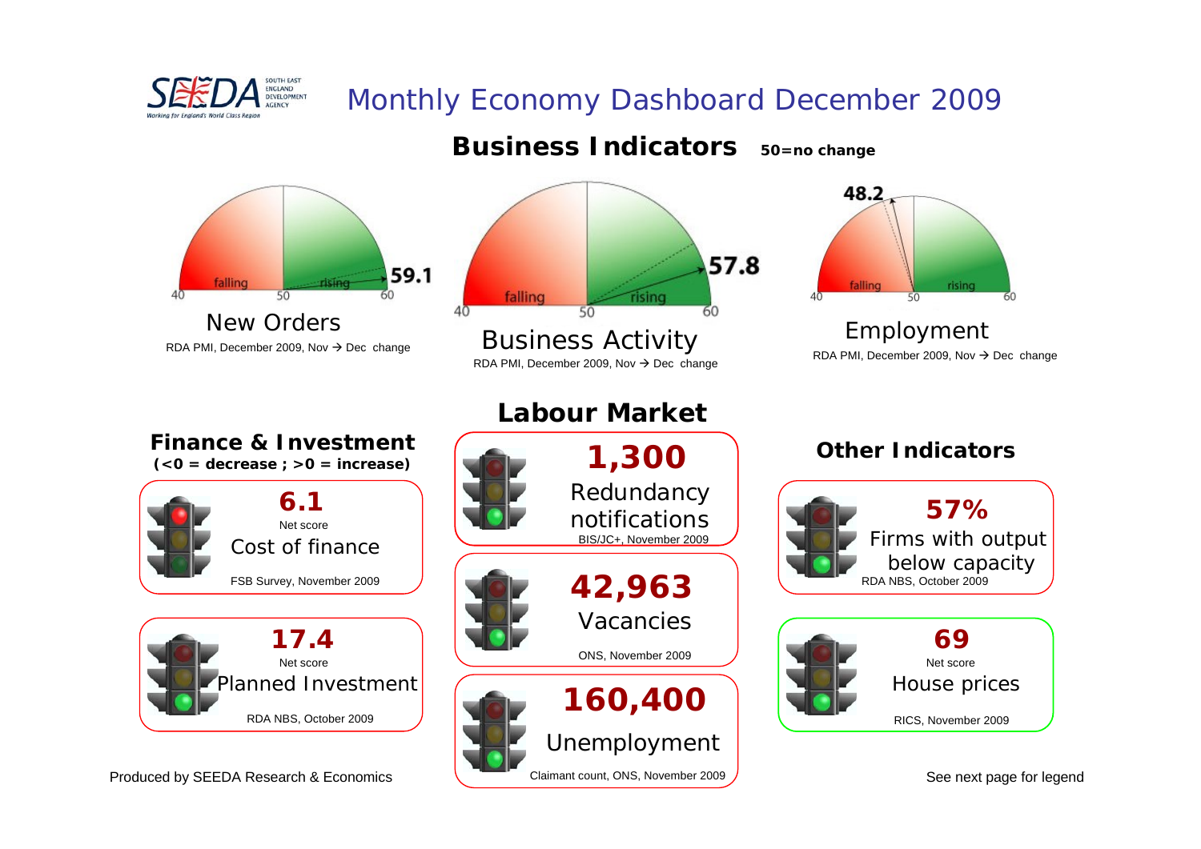SEEDA South East England Development Agency — Working for England's World Class Region

# Monthly Economy Dashboard December 2009

## Business Indicators

50=no change

**59.1**

New Orders

RDA PMI, December 2009, Nov → Dec change

**57.8**

Business Activity

RDA PMI, December 2009, Nov → Dec change

**48.2**

Employment

RDA PMI, December 2009, Nov → Dec change

## Finance & Investment

**(<0 = decrease ; >0 = increase)**

**6.1**
Net score
Cost of finance
FSB Survey, November 2009

**17.4**
Net score
Planned Investment
RDA NBS, October 2009

## Labour Market

**1,300**
Redundancy notifications
BIS/JC+, November 2009

**42,963**
Vacancies
ONS, November 2009

**160,400**
Unemployment
Claimant count, ONS, November 2009

## Other Indicators

**57%**
Firms with output below capacity
RDA NBS, October 2009

**69**
Net score
House prices
RICS, November 2009

Produced by SEEDA Research & Economics

See next page for legend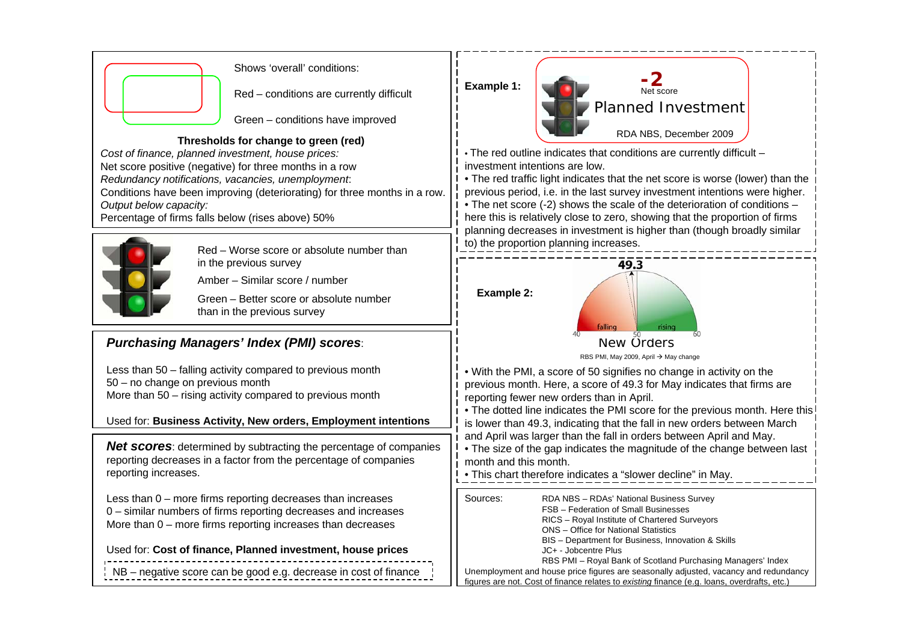Shows 'overall' conditions:

Red – conditions are currently difficult

Green – conditions have improved

**Thresholds for change to green (red)**

*Cost of finance, planned investment, house prices:*
Net score positive (negative) for three months in a row
*Redundancy notifications, vacancies, unemployment*:
Conditions have been improving (deteriorating) for three months in a row.
*Output below capacity:*
Percentage of firms falls below (rises above) 50%

Red – Worse score or absolute number than in the previous survey

Amber – Similar score / number

Green – Better score or absolute number than in the previous survey

## *Purchasing Managers' Index (PMI) scores*:

Less than 50 – falling activity compared to previous month
50 – no change on previous month
More than 50 – rising activity compared to previous month

Used for: **Business Activity, New orders, Employment intentions**

***Net scores***: determined by subtracting the percentage of companies reporting decreases in a factor from the percentage of companies reporting increases.

Less than 0 – more firms reporting decreases than increases
0 – similar numbers of firms reporting decreases and increases
More than 0 – more firms reporting increases than decreases

Used for: **Cost of finance, Planned investment, house prices**

NB – negative score can be good e.g. decrease in cost of finance

**Example 1:**

-2
Net score
Planned Investment
RDA NBS, December 2009

- The red outline indicates that conditions are currently difficult – investment intentions are low.
- The red traffic light indicates that the net score is worse (lower) than the previous period, i.e. in the last survey investment intentions were higher.
- The net score (-2) shows the scale of the deterioration of conditions – here this is relatively close to zero, showing that the proportion of firms planning decreases in investment is higher than (though broadly similar to) the proportion planning increases.

**Example 2:**

49.3
falling
rising
40
50
60
New Orders
RBS PMI, May 2009, April → May change

- With the PMI, a score of 50 signifies no change in activity on the previous month. Here, a score of 49.3 for May indicates that firms are reporting fewer new orders than in April.
- The dotted line indicates the PMI score for the previous month. Here this is lower than 49.3, indicating that the fall in new orders between March and April was larger than the fall in orders between April and May.
- The size of the gap indicates the magnitude of the change between last month and this month.
- This chart therefore indicates a "slower decline" in May.

Sources:

RDA NBS – RDAs' National Business Survey
FSB – Federation of Small Businesses
RICS – Royal Institute of Chartered Surveyors
ONS – Office for National Statistics
BIS – Department for Business, Innovation & Skills
JC+ - Jobcentre Plus
RBS PMI – Royal Bank of Scotland Purchasing Managers' Index

Unemployment and house price figures are seasonally adjusted, vacancy and redundancy figures are not. Cost of finance relates to *existing* finance (e.g. loans, overdrafts, etc.)